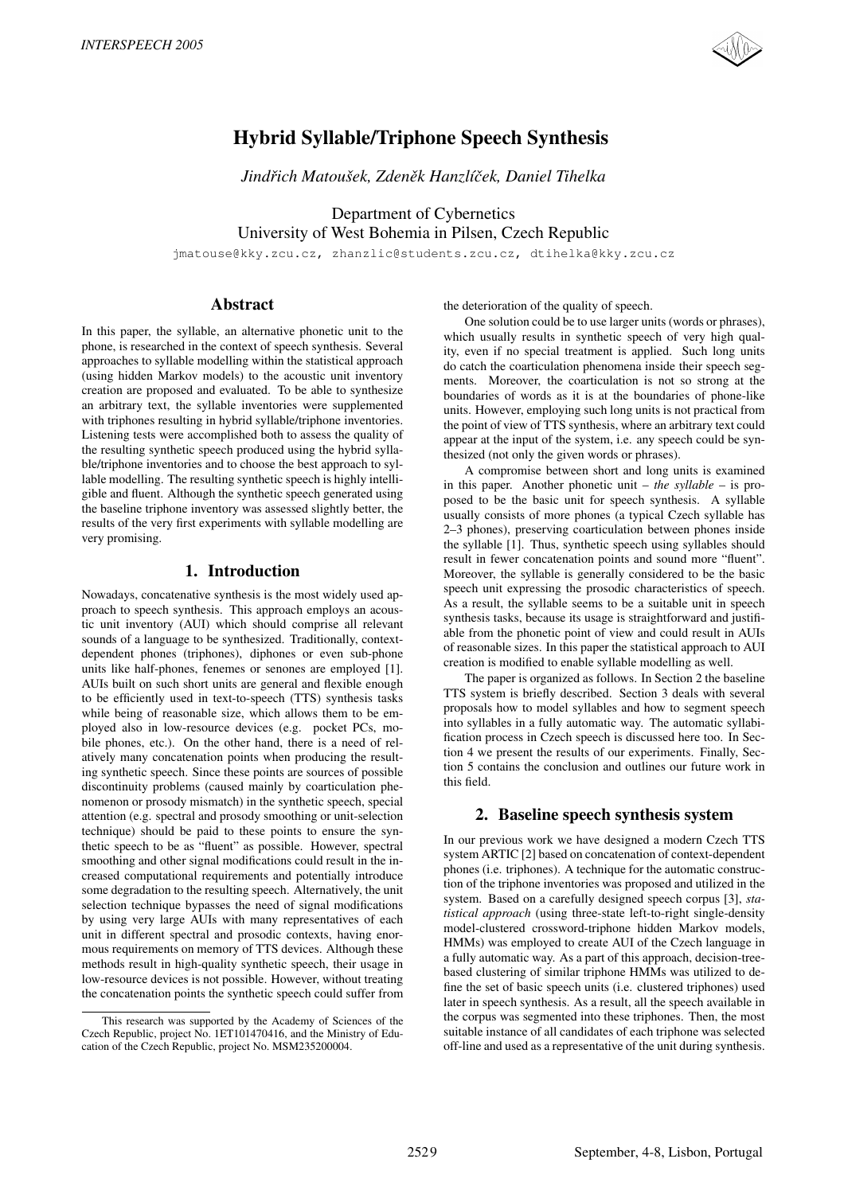# Hybrid Syllable/Triphone Speech Synthesis

*Jindřich Matoušek, Zdeněk Hanzlíček, Daniel Tihelka*

Department of Cybernetics
University of West Bohemia in Pilsen, Czech Republic

jmatouse@kky.zcu.cz, zhanzlic@students.zcu.cz, dtihelka@kky.zcu.cz

## Abstract

In this paper, the syllable, an alternative phonetic unit to the phone, is researched in the context of speech synthesis. Several approaches to syllable modelling within the statistical approach (using hidden Markov models) to the acoustic unit inventory creation are proposed and evaluated. To be able to synthesize an arbitrary text, the syllable inventories were supplemented with triphones resulting in hybrid syllable/triphone inventories. Listening tests were accomplished both to assess the quality of the resulting synthetic speech produced using the hybrid syllable/triphone inventories and to choose the best approach to syllable modelling. The resulting synthetic speech is highly intelligible and fluent. Although the synthetic speech generated using the baseline triphone inventory was assessed slightly better, the results of the very first experiments with syllable modelling are very promising.

## 1. Introduction

Nowadays, concatenative synthesis is the most widely used approach to speech synthesis. This approach employs an acoustic unit inventory (AUI) which should comprise all relevant sounds of a language to be synthesized. Traditionally, context-dependent phones (triphones), diphones or even sub-phone units like half-phones, fenemes or senones are employed [1]. AUIs built on such short units are general and flexible enough to be efficiently used in text-to-speech (TTS) synthesis tasks while being of reasonable size, which allows them to be employed also in low-resource devices (e.g. pocket PCs, mobile phones, etc.). On the other hand, there is a need of relatively many concatenation points when producing the resulting synthetic speech. Since these points are sources of possible discontinuity problems (caused mainly by coarticulation phenomenon or prosody mismatch) in the synthetic speech, special attention (e.g. spectral and prosody smoothing or unit-selection technique) should be paid to these points to ensure the synthetic speech to be as "fluent" as possible. However, spectral smoothing and other signal modifications could result in the increased computational requirements and potentially introduce some degradation to the resulting speech. Alternatively, the unit selection technique bypasses the need of signal modifications by using very large AUIs with many representatives of each unit in different spectral and prosodic contexts, having enormous requirements on memory of TTS devices. Although these methods result in high-quality synthetic speech, their usage in low-resource devices is not possible. However, without treating the concatenation points the synthetic speech could suffer from the deterioration of the quality of speech.

One solution could be to use larger units (words or phrases), which usually results in synthetic speech of very high quality, even if no special treatment is applied. Such long units do catch the coarticulation phenomena inside their speech segments. Moreover, the coarticulation is not so strong at the boundaries of words as it is at the boundaries of phone-like units. However, employing such long units is not practical from the point of view of TTS synthesis, where an arbitrary text could appear at the input of the system, i.e. any speech could be synthesized (not only the given words or phrases).

A compromise between short and long units is examined in this paper. Another phonetic unit – *the syllable* – is proposed to be the basic unit for speech synthesis. A syllable usually consists of more phones (a typical Czech syllable has 2–3 phones), preserving coarticulation between phones inside the syllable [1]. Thus, synthetic speech using syllables should result in fewer concatenation points and sound more "fluent". Moreover, the syllable is generally considered to be the basic speech unit expressing the prosodic characteristics of speech. As a result, the syllable seems to be a suitable unit in speech synthesis tasks, because its usage is straightforward and justifiable from the phonetic point of view and could result in AUIs of reasonable sizes. In this paper the statistical approach to AUI creation is modified to enable syllable modelling as well.

The paper is organized as follows. In Section 2 the baseline TTS system is briefly described. Section 3 deals with several proposals how to model syllables and how to segment speech into syllables in a fully automatic way. The automatic syllabification process in Czech speech is discussed here too. In Section 4 we present the results of our experiments. Finally, Section 5 contains the conclusion and outlines our future work in this field.

## 2. Baseline speech synthesis system

In our previous work we have designed a modern Czech TTS system ARTIC [2] based on concatenation of context-dependent phones (i.e. triphones). A technique for the automatic construction of the triphone inventories was proposed and utilized in the system. Based on a carefully designed speech corpus [3], *statistical approach* (using three-state left-to-right single-density model-clustered crossword-triphone hidden Markov models, HMMs) was employed to create AUI of the Czech language in a fully automatic way. As a part of this approach, decision-tree-based clustering of similar triphone HMMs was utilized to define the set of basic speech units (i.e. clustered triphones) used later in speech synthesis. As a result, all the speech available in the corpus was segmented into these triphones. Then, the most suitable instance of all candidates of each triphone was selected off-line and used as a representative of the unit during synthesis.

This research was supported by the Academy of Sciences of the Czech Republic, project No. 1ET101470416, and the Ministry of Education of the Czech Republic, project No. MSM235200004.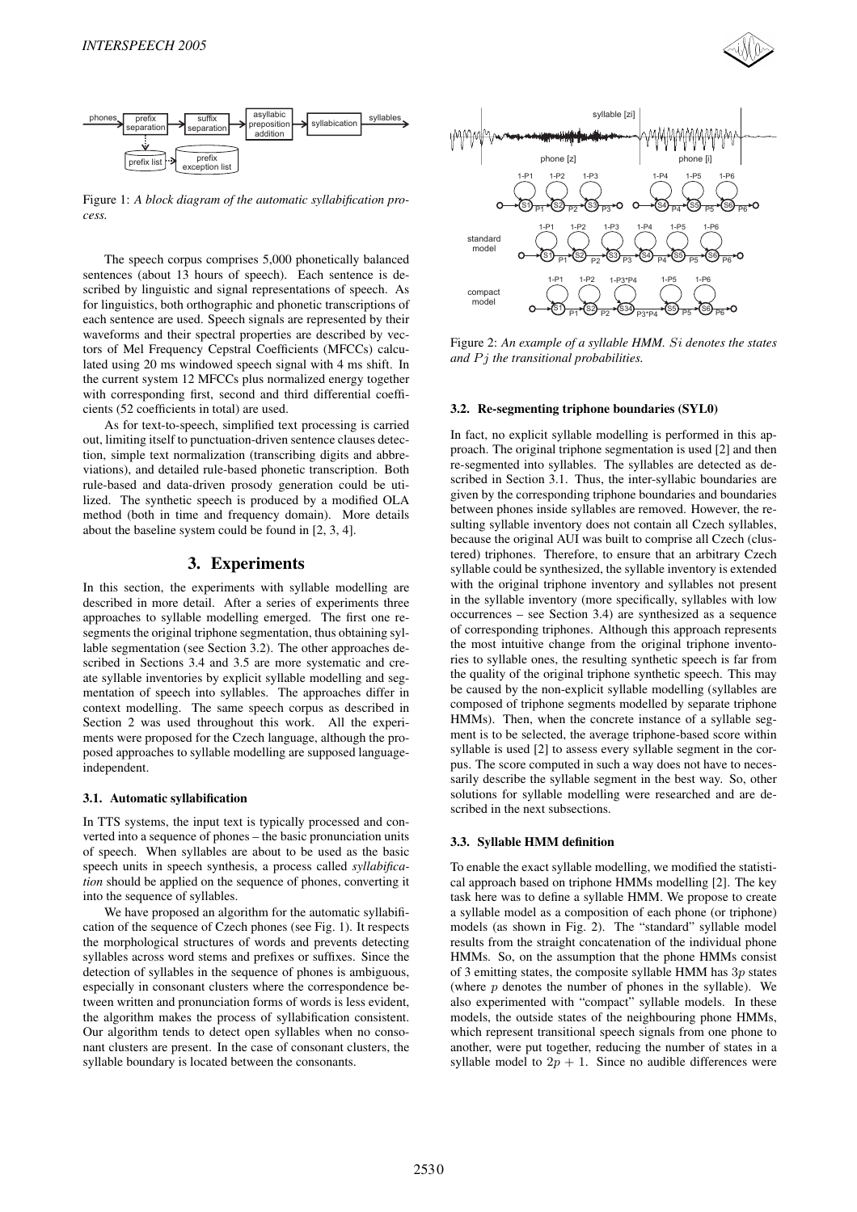Figure 1: *A block diagram of the automatic syllabification process.*

The speech corpus comprises 5,000 phonetically balanced sentences (about 13 hours of speech). Each sentence is described by linguistic and signal representations of speech. As for linguistics, both orthographic and phonetic transcriptions of each sentence are used. Speech signals are represented by their waveforms and their spectral properties are described by vectors of Mel Frequency Cepstral Coefficients (MFCCs) calculated using 20 ms windowed speech signal with 4 ms shift. In the current system 12 MFCCs plus normalized energy together with corresponding first, second and third differential coefficients (52 coefficients in total) are used.

As for text-to-speech, simplified text processing is carried out, limiting itself to punctuation-driven sentence clauses detection, simple text normalization (transcribing digits and abbreviations), and detailed rule-based phonetic transcription. Both rule-based and data-driven prosody generation could be utilized. The synthetic speech is produced by a modified OLA method (both in time and frequency domain). More details about the baseline system could be found in [2, 3, 4].

## 3. Experiments

In this section, the experiments with syllable modelling are described in more detail. After a series of experiments three approaches to syllable modelling emerged. The first one resegments the original triphone segmentation, thus obtaining syllable segmentation (see Section 3.2). The other approaches described in Sections 3.4 and 3.5 are more systematic and create syllable inventories by explicit syllable modelling and segmentation of speech into syllables. The approaches differ in context modelling. The same speech corpus as described in Section 2 was used throughout this work. All the experiments were proposed for the Czech language, although the proposed approaches to syllable modelling are supposed language-independent.

### 3.1. Automatic syllabification

In TTS systems, the input text is typically processed and converted into a sequence of phones – the basic pronunciation units of speech. When syllables are about to be used as the basic speech units in speech synthesis, a process called *syllabification* should be applied on the sequence of phones, converting it into the sequence of syllables.

We have proposed an algorithm for the automatic syllabification of the sequence of Czech phones (see Fig. 1). It respects the morphological structures of words and prevents detecting syllables across word stems and prefixes or suffixes. Since the detection of syllables in the sequence of phones is ambiguous, especially in consonant clusters where the correspondence between written and pronunciation forms of words is less evident, the algorithm makes the process of syllabification consistent. Our algorithm tends to detect open syllables when no consonant clusters are present. In the case of consonant clusters, the syllable boundary is located between the consonants.

Figure 2: *An example of a syllable HMM. $Si$ denotes the states and $Pj$ the transitional probabilities.*

### 3.2. Re-segmenting triphone boundaries (SYL0)

In fact, no explicit syllable modelling is performed in this approach. The original triphone segmentation is used [2] and then re-segmented into syllables. The syllables are detected as described in Section 3.1. Thus, the inter-syllabic boundaries are given by the corresponding triphone boundaries and boundaries between phones inside syllables are removed. However, the resulting syllable inventory does not contain all Czech syllables, because the original AUI was built to comprise all Czech (clustered) triphones. Therefore, to ensure that an arbitrary Czech syllable could be synthesized, the syllable inventory is extended with the original triphone inventory and syllables not present in the syllable inventory (more specifically, syllables with low occurrences – see Section 3.4) are synthesized as a sequence of corresponding triphones. Although this approach represents the most intuitive change from the original triphone inventories to syllable ones, the resulting synthetic speech is far from the quality of the original triphone synthetic speech. This may be caused by the non-explicit syllable modelling (syllables are composed of triphone segments modelled by separate triphone HMMs). Then, when the concrete instance of a syllable segment is to be selected, the average triphone-based score within syllable is used [2] to assess every syllable segment in the corpus. The score computed in such a way does not have to necessarily describe the syllable segment in the best way. So, other solutions for syllable modelling were researched and are described in the next subsections.

### 3.3. Syllable HMM definition

To enable the exact syllable modelling, we modified the statistical approach based on triphone HMMs modelling [2]. The key task here was to define a syllable HMM. We propose to create a syllable model as a composition of each phone (or triphone) models (as shown in Fig. 2). The "standard" syllable model results from the straight concatenation of the individual phone HMMs. So, on the assumption that the phone HMMs consist of 3 emitting states, the composite syllable HMM has $3p$ states (where $p$ denotes the number of phones in the syllable). We also experimented with "compact" syllable models. In these models, the outside states of the neighbouring phone HMMs, which represent transitional speech signals from one phone to another, were put together, reducing the number of states in a syllable model to $2p + 1$. Since no audible differences were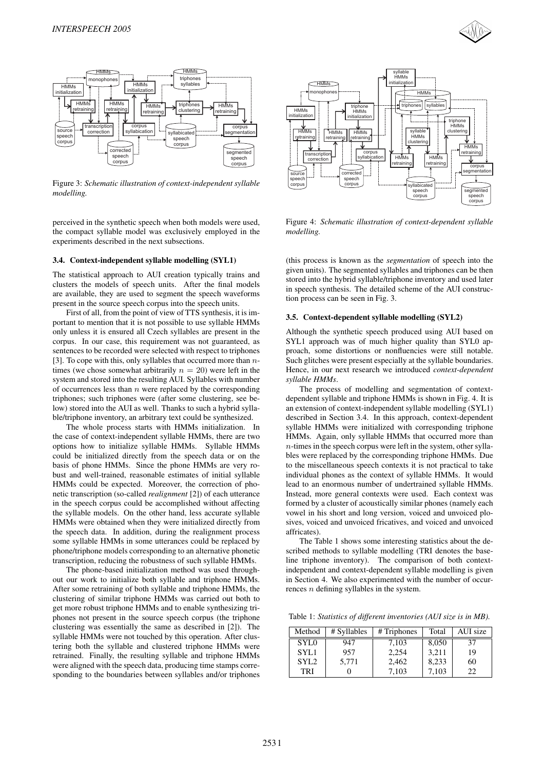Figure 3: *Schematic illustration of context-independent syllable modelling.*

perceived in the synthetic speech when both models were used, the compact syllable model was exclusively employed in the experiments described in the next subsections.

### 3.4. Context-independent syllable modelling (SYL1)

The statistical approach to AUI creation typically trains and clusters the models of speech units. After the final models are available, they are used to segment the speech waveforms present in the source speech corpus into the speech units.

First of all, from the point of view of TTS synthesis, it is important to mention that it is not possible to use syllable HMMs only unless it is ensured all Czech syllables are present in the corpus. In our case, this requirement was not guaranteed, as sentences to be recorded were selected with respect to triphones [3]. To cope with this, only syllables that occurred more than $n$-times (we chose somewhat arbitrarily $n = 20$) were left in the system and stored into the resulting AUI. Syllables with number of occurrences less than $n$ were replaced by the corresponding triphones; such triphones were (after some clustering, see below) stored into the AUI as well. Thanks to such a hybrid syllable/triphone inventory, an arbitrary text could be synthesized.

The whole process starts with HMMs initialization. In the case of context-independent syllable HMMs, there are two options how to initialize syllable HMMs. Syllable HMMs could be initialized directly from the speech data or on the basis of phone HMMs. Since the phone HMMs are very robust and well-trained, reasonable estimates of initial syllable HMMs could be expected. Moreover, the correction of phonetic transcription (so-called *realignment* [2]) of each utterance in the speech corpus could be accomplished without affecting the syllable models. On the other hand, less accurate syllable HMMs were obtained when they were initialized directly from the speech data. In addition, during the realignment process some syllable HMMs in some utterances could be replaced by phone/triphone models corresponding to an alternative phonetic transcription, reducing the robustness of such syllable HMMs.

The phone-based initialization method was used throughout our work to initialize both syllable and triphone HMMs. After some retraining of both syllable and triphone HMMs, the clustering of similar triphone HMMs was carried out both to get more robust triphone HMMs and to enable synthesizing triphones not present in the source speech corpus (the triphone clustering was essentially the same as described in [2]). The syllable HMMs were not touched by this operation. After clustering both the syllable and clustered triphone HMMs were retrained. Finally, the resulting syllable and triphone HMMs were aligned with the speech data, producing time stamps corresponding to the boundaries between syllables and/or triphones (this process is known as the *segmentation* of speech into the given units). The segmented syllables and triphones can be then stored into the hybrid syllable/triphone inventory and used later in speech synthesis. The detailed scheme of the AUI construction process can be seen in Fig. 3.

Figure 4: *Schematic illustration of context-dependent syllable modelling.*

### 3.5. Context-dependent syllable modelling (SYL2)

Although the synthetic speech produced using AUI based on SYL1 approach was of much higher quality than SYL0 approach, some distortions or nonfluencies were still notable. Such glitches were present especially at the syllable boundaries. Hence, in our next research we introduced *context-dependent syllable HMMs*.

The process of modelling and segmentation of context-dependent syllable and triphone HMMs is shown in Fig. 4. It is an extension of context-independent syllable modelling (SYL1) described in Section 3.4. In this approach, context-dependent syllable HMMs were initialized with corresponding triphone HMMs. Again, only syllable HMMs that occurred more than $n$-times in the speech corpus were left in the system, other syllables were replaced by the corresponding triphone HMMs. Due to the miscellaneous speech contexts it is not practical to take individual phones as the context of syllable HMMs. It would lead to an enormous number of undertrained syllable HMMs. Instead, more general contexts were used. Each context was formed by a cluster of acoustically similar phones (namely each vowel in his short and long version, voiced and unvoiced plosives, voiced and unvoiced fricatives, and voiced and unvoiced affricates).

The Table 1 shows some interesting statistics about the described methods to syllable modelling (TRI denotes the baseline triphone inventory). The comparison of both context-independent and context-dependent syllable modelling is given in Section 4. We also experimented with the number of occurrences $n$ defining syllables in the system.

Table 1: *Statistics of different inventories (AUI size is in MB).*

| Method | # Syllables | # Triphones | Total | AUI size |
|---|---|---|---|---|
| SYL0 | 947 | 7,103 | 8,050 | 37 |
| SYL1 | 957 | 2,254 | 3,211 | 19 |
| SYL2 | 5,771 | 2,462 | 8,233 | 60 |
| TRI | 0 | 7,103 | 7,103 | 22 |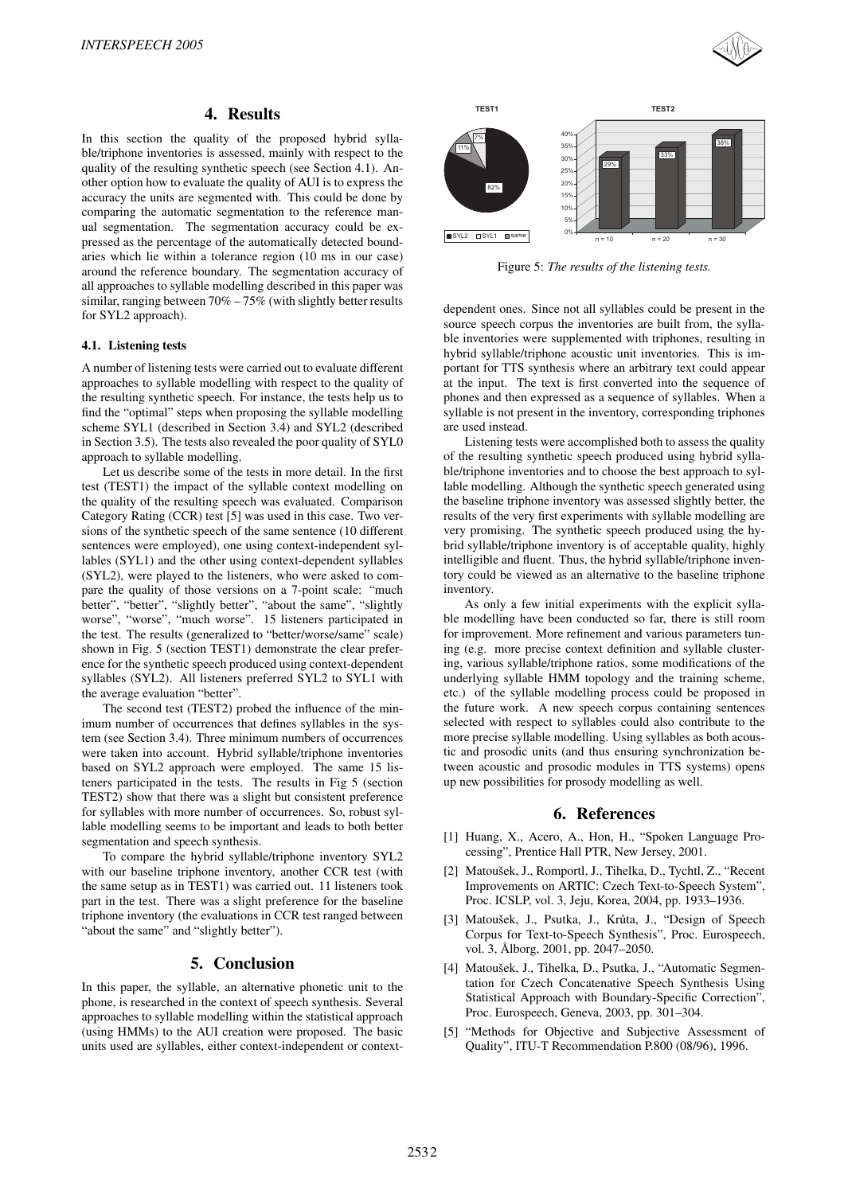## 4. Results

In this section the quality of the proposed hybrid syllable/triphone inventories is assessed, mainly with respect to the quality of the resulting synthetic speech (see Section 4.1). Another option how to evaluate the quality of AUI is to express the accuracy the units are segmented with. This could be done by comparing the automatic segmentation to the reference manual segmentation. The segmentation accuracy could be expressed as the percentage of the automatically detected boundaries which lie within a tolerance region (10 ms in our case) around the reference boundary. The segmentation accuracy of all approaches to syllable modelling described in this paper was similar, ranging between 70% – 75% (with slightly better results for SYL2 approach).

### 4.1. Listening tests

A number of listening tests were carried out to evaluate different approaches to syllable modelling with respect to the quality of the resulting synthetic speech. For instance, the tests help us to find the "optimal" steps when proposing the syllable modelling scheme SYL1 (described in Section 3.4) and SYL2 (described in Section 3.5). The tests also revealed the poor quality of SYL0 approach to syllable modelling.

Let us describe some of the tests in more detail. In the first test (TEST1) the impact of the syllable context modelling on the quality of the resulting speech was evaluated. Comparison Category Rating (CCR) test [5] was used in this case. Two versions of the synthetic speech of the same sentence (10 different sentences were employed), one using context-independent syllables (SYL1) and the other using context-dependent syllables (SYL2), were played to the listeners, who were asked to compare the quality of those versions on a 7-point scale: "much better", "better", "slightly better", "about the same", "slightly worse", "worse", "much worse". 15 listeners participated in the test. The results (generalized to "better/worse/same" scale) shown in Fig. 5 (section TEST1) demonstrate the clear preference for the synthetic speech produced using context-dependent syllables (SYL2). All listeners preferred SYL2 to SYL1 with the average evaluation "better".

The second test (TEST2) probed the influence of the minimum number of occurrences that defines syllables in the system (see Section 3.4). Three minimum numbers of occurrences were taken into account. Hybrid syllable/triphone inventories based on SYL2 approach were employed. The same 15 listeners participated in the tests. The results in Fig 5 (section TEST2) show that there was a slight but consistent preference for syllables with more number of occurrences. So, robust syllable modelling seems to be important and leads to both better segmentation and speech synthesis.

To compare the hybrid syllable/triphone inventory SYL2 with our baseline triphone inventory, another CCR test (with the same setup as in TEST1) was carried out. 11 listeners took part in the test. There was a slight preference for the baseline triphone inventory (the evaluations in CCR test ranged between "about the same" and "slightly better").

TEST1

7%
11%
82%

SYL2 SYL1 same

TEST2

40%
35%
30%
25%
20%
15%
10%
5%
0%

29%
33%
38%

n = 10
n = 20
n = 30

Figure 5: *The results of the listening tests.*

## 5. Conclusion

In this paper, the syllable, an alternative phonetic unit to the phone, is researched in the context of speech synthesis. Several approaches to syllable modelling within the statistical approach (using HMMs) to the AUI creation were proposed. The basic units used are syllables, either context-independent or context-dependent ones. Since not all syllables could be present in the source speech corpus the inventories are built from, the syllable inventories were supplemented with triphones, resulting in hybrid syllable/triphone acoustic unit inventories. This is important for TTS synthesis where an arbitrary text could appear at the input. The text is first converted into the sequence of phones and then expressed as a sequence of syllables. When a syllable is not present in the inventory, corresponding triphones are used instead.

Listening tests were accomplished both to assess the quality of the resulting synthetic speech produced using hybrid syllable/triphone inventories and to choose the best approach to syllable modelling. Although the synthetic speech generated using the baseline triphone inventory was assessed slightly better, the results of the very first experiments with syllable modelling are very promising. The synthetic speech produced using the hybrid syllable/triphone inventory is of acceptable quality, highly intelligible and fluent. Thus, the hybrid syllable/triphone inventory could be viewed as an alternative to the baseline triphone inventory.

As only a few initial experiments with the explicit syllable modelling have been conducted so far, there is still room for improvement. More refinement and various parameters tuning (e.g. more precise context definition and syllable clustering, various syllable/triphone ratios, some modifications of the underlying syllable HMM topology and the training scheme, etc.) of the syllable modelling process could be proposed in the future work. A new speech corpus containing sentences selected with respect to syllables could also contribute to the more precise syllable modelling. Using syllables as both acoustic and prosodic units (and thus ensuring synchronization between acoustic and prosodic modules in TTS systems) opens up new possibilities for prosody modelling as well.

## 6. References

[1] Huang, X., Acero, A., Hon, H., "Spoken Language Processing", Prentice Hall PTR, New Jersey, 2001.

[2] Matoušek, J., Romportl, J., Tihelka, D., Tychtl, Z., "Recent Improvements on ARTIC: Czech Text-to-Speech System", Proc. ICSLP, vol. 3, Jeju, Korea, 2004, pp. 1933–1936.

[3] Matoušek, J., Psutka, J., Krůta, J., "Design of Speech Corpus for Text-to-Speech Synthesis", Proc. Eurospeech, vol. 3, Ålborg, 2001, pp. 2047–2050.

[4] Matoušek, J., Tihelka, D., Psutka, J., "Automatic Segmentation for Czech Concatenative Speech Synthesis Using Statistical Approach with Boundary-Specific Correction", Proc. Eurospeech, Geneva, 2003, pp. 301–304.

[5] "Methods for Objective and Subjective Assessment of Quality", ITU-T Recommendation P.800 (08/96), 1996.